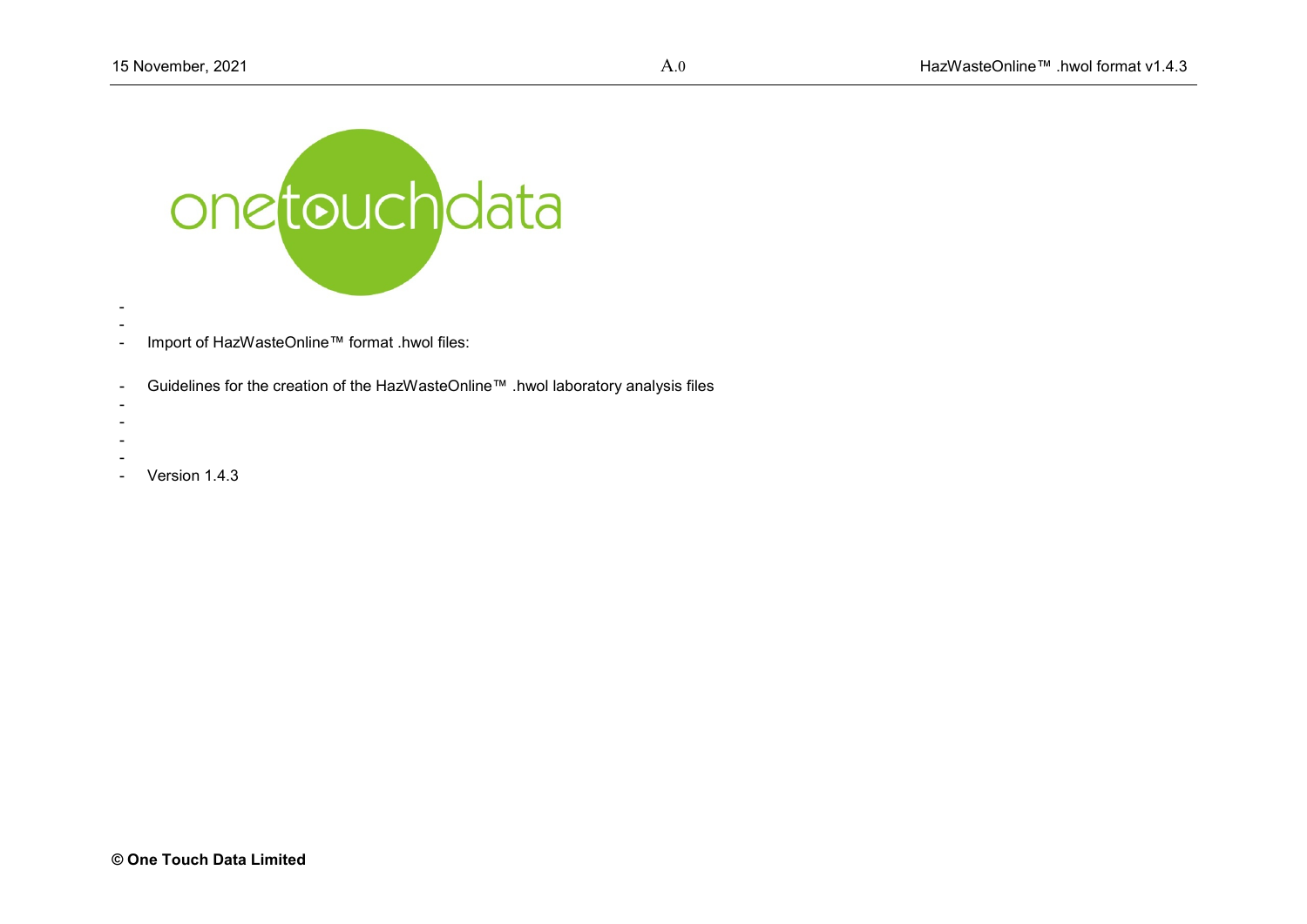onetouchdata

- Import of HazWasteOnline™ format .hwol files:

- Guidelines for the creation of the HazWasteOnline™ .hwol laboratory analysis files

- Version 1.4.3

**© One Touch Data Limited**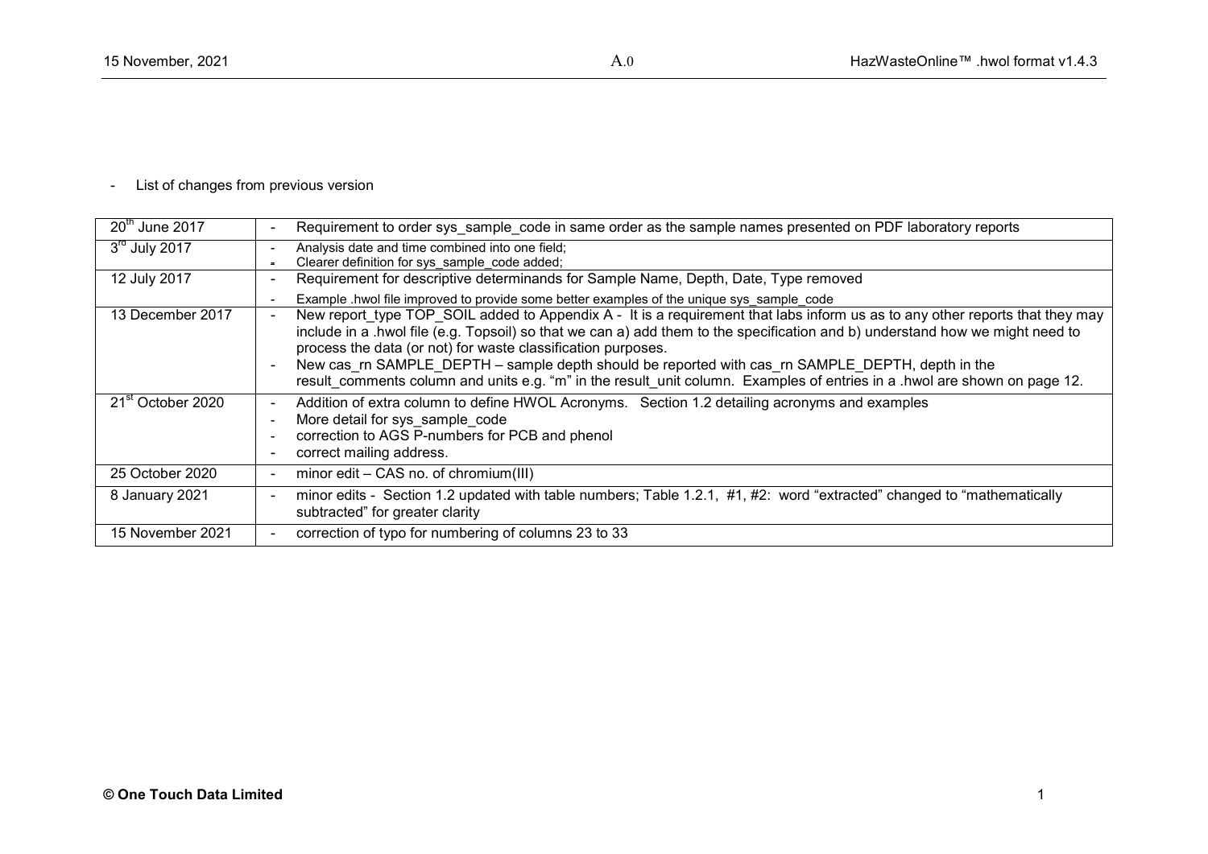- List of changes from previous version

| | |
|---|---|
| 20th June 2017 | - Requirement to order sys_sample_code in same order as the sample names presented on PDF laboratory reports |
| 3rd July 2017 | - Analysis date and time combined into one field;<br>- Clearer definition for sys_sample_code added; |
| 12 July 2017 | - Requirement for descriptive determinands for Sample Name, Depth, Date, Type removed<br>- Example .hwol file improved to provide some better examples of the unique sys_sample_code |
| 13 December 2017 | - New report_type TOP_SOIL added to Appendix A - It is a requirement that labs inform us as to any other reports that they may include in a .hwol file (e.g. Topsoil) so that we can a) add them to the specification and b) understand how we might need to process the data (or not) for waste classification purposes.<br>- New cas_rn SAMPLE_DEPTH – sample depth should be reported with cas_rn SAMPLE_DEPTH, depth in the result_comments column and units e.g. "m" in the result_unit column. Examples of entries in a .hwol are shown on page 12. |
| 21st October 2020 | - Addition of extra column to define HWOL Acronyms. Section 1.2 detailing acronyms and examples<br>- More detail for sys_sample_code<br>- correction to AGS P-numbers for PCB and phenol<br>- correct mailing address. |
| 25 October 2020 | - minor edit – CAS no. of chromium(III) |
| 8 January 2021 | - minor edits - Section 1.2 updated with table numbers; Table 1.2.1, #1, #2: word "extracted" changed to "mathematically subtracted" for greater clarity |
| 15 November 2021 | - correction of typo for numbering of columns 23 to 33 |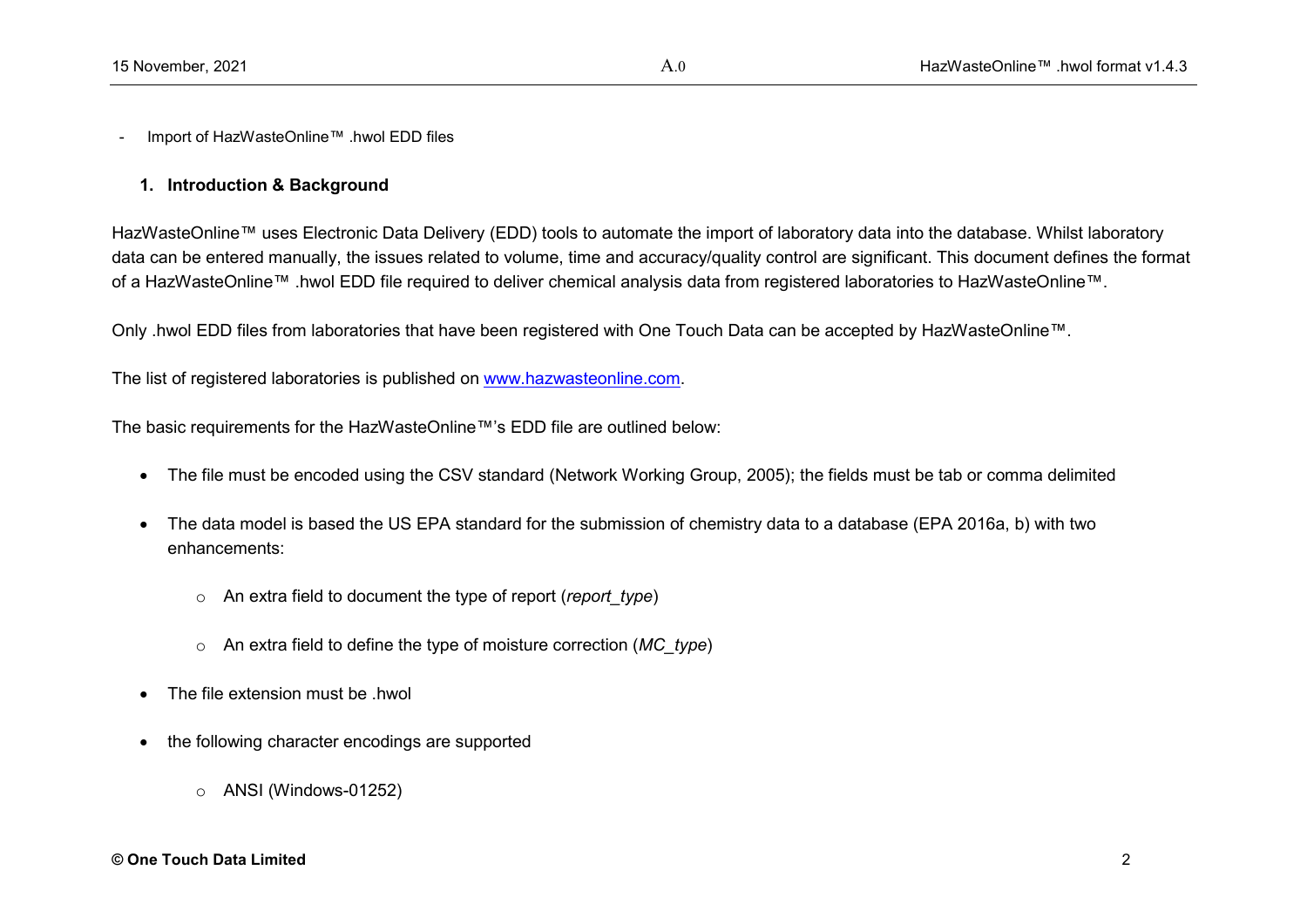- Import of HazWasteOnline™ .hwol EDD files

## 1. Introduction & Background

HazWasteOnline™ uses Electronic Data Delivery (EDD) tools to automate the import of laboratory data into the database. Whilst laboratory data can be entered manually, the issues related to volume, time and accuracy/quality control are significant. This document defines the format of a HazWasteOnline™ .hwol EDD file required to deliver chemical analysis data from registered laboratories to HazWasteOnline™.

Only .hwol EDD files from laboratories that have been registered with One Touch Data can be accepted by HazWasteOnline™.

The list of registered laboratories is published on [www.hazwasteonline.com](http://www.hazwasteonline.com).

The basic requirements for the HazWasteOnline™'s EDD file are outlined below:

- The file must be encoded using the CSV standard (Network Working Group, 2005); the fields must be tab or comma delimited
- The data model is based the US EPA standard for the submission of chemistry data to a database (EPA 2016a, b) with two enhancements:
  - An extra field to document the type of report (*report_type*)
  - An extra field to define the type of moisture correction (*MC_type*)
- The file extension must be .hwol
- the following character encodings are supported
  - ANSI (Windows-01252)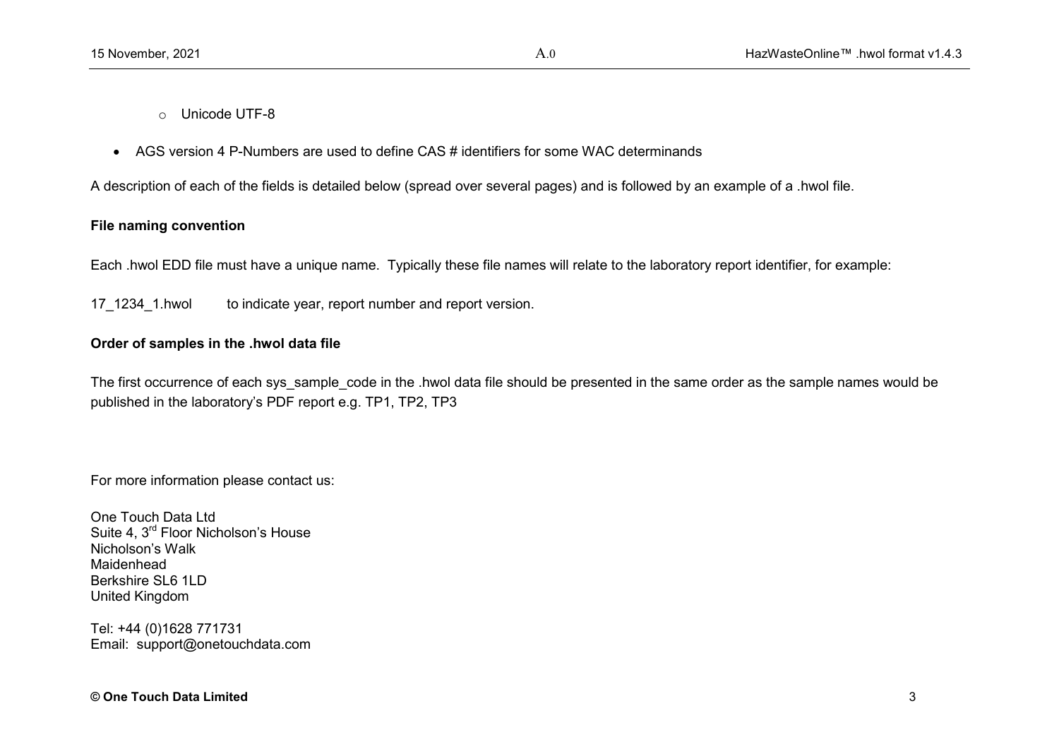- Unicode UTF-8

- AGS version 4 P-Numbers are used to define CAS # identifiers for some WAC determinands

A description of each of the fields is detailed below (spread over several pages) and is followed by an example of a .hwol file.

**File naming convention**

Each .hwol EDD file must have a unique name. Typically these file names will relate to the laboratory report identifier, for example:

17_1234_1.hwol    to indicate year, report number and report version.

**Order of samples in the .hwol data file**

The first occurrence of each sys_sample_code in the .hwol data file should be presented in the same order as the sample names would be published in the laboratory's PDF report e.g. TP1, TP2, TP3

For more information please contact us:

One Touch Data Ltd
Suite 4, 3rd Floor Nicholson's House
Nicholson's Walk
Maidenhead
Berkshire SL6 1LD
United Kingdom

Tel: +44 (0)1628 771731
Email: support@onetouchdata.com

**© One Touch Data Limited**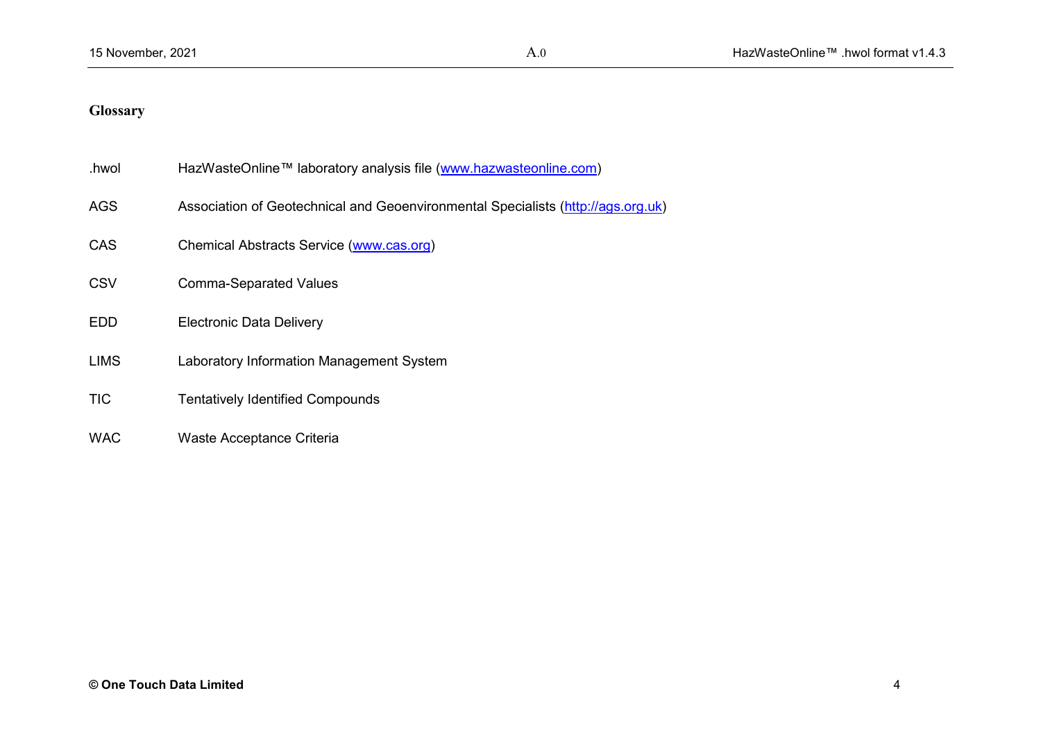## Glossary

| | |
|---|---|
| .hwol | HazWasteOnline™ laboratory analysis file ([www.hazwasteonline.com](www.hazwasteonline.com)) |
| AGS | Association of Geotechnical and Geoenvironmental Specialists ([http://ags.org.uk](http://ags.org.uk)) |
| CAS | Chemical Abstracts Service ([www.cas.org](www.cas.org)) |
| CSV | Comma-Separated Values |
| EDD | Electronic Data Delivery |
| LIMS | Laboratory Information Management System |
| TIC | Tentatively Identified Compounds |
| WAC | Waste Acceptance Criteria |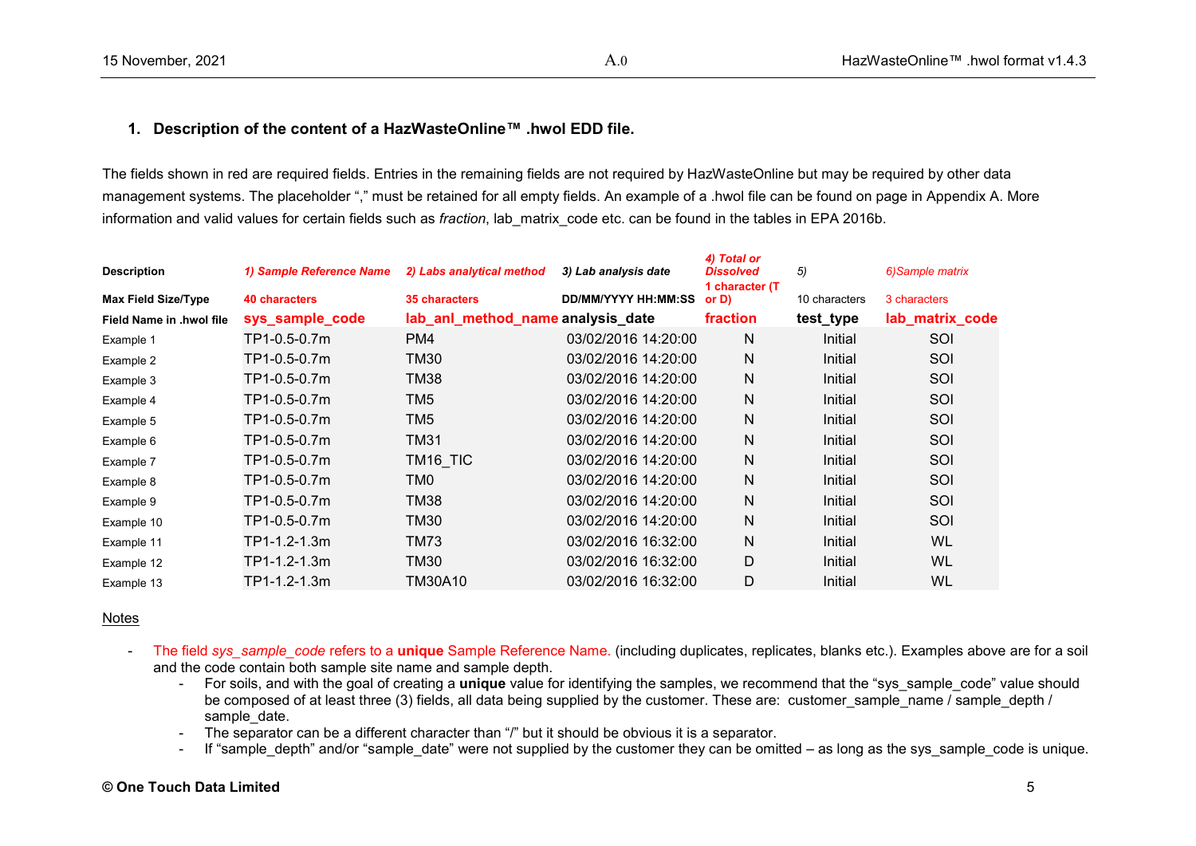## 1. Description of the content of a HazWasteOnline™ .hwol EDD file.

The fields shown in red are required fields. Entries in the remaining fields are not required by HazWasteOnline but may be required by other data management systems. The placeholder "," must be retained for all empty fields. An example of a .hwol file can be found on page in Appendix A. More information and valid values for certain fields such as *fraction*, lab_matrix_code etc. can be found in the tables in EPA 2016b.

| Description | *1) Sample Reference Name* | *2) Labs analytical method* | *3) Lab analysis date* | *4) Total or Dissolved* | *5)* | *6)Sample matrix* |
|---|---|---|---|---|---|---|
| **Max Field Size/Type** | **40 characters** | **35 characters** | **DD/MM/YYYY HH:MM:SS** | **1 character (T or D)** | 10 characters | 3 characters |
| **Field Name in .hwol file** | **sys_sample_code** | **lab_anl_method_name** | **analysis_date** | **fraction** | **test_type** | **lab_matrix_code** |
| Example 1 | TP1-0.5-0.7m | PM4 | 03/02/2016 14:20:00 | N | Initial | SOI |
| Example 2 | TP1-0.5-0.7m | TM30 | 03/02/2016 14:20:00 | N | Initial | SOI |
| Example 3 | TP1-0.5-0.7m | TM38 | 03/02/2016 14:20:00 | N | Initial | SOI |
| Example 4 | TP1-0.5-0.7m | TM5 | 03/02/2016 14:20:00 | N | Initial | SOI |
| Example 5 | TP1-0.5-0.7m | TM5 | 03/02/2016 14:20:00 | N | Initial | SOI |
| Example 6 | TP1-0.5-0.7m | TM31 | 03/02/2016 14:20:00 | N | Initial | SOI |
| Example 7 | TP1-0.5-0.7m | TM16_TIC | 03/02/2016 14:20:00 | N | Initial | SOI |
| Example 8 | TP1-0.5-0.7m | TM0 | 03/02/2016 14:20:00 | N | Initial | SOI |
| Example 9 | TP1-0.5-0.7m | TM38 | 03/02/2016 14:20:00 | N | Initial | SOI |
| Example 10 | TP1-0.5-0.7m | TM30 | 03/02/2016 14:20:00 | N | Initial | SOI |
| Example 11 | TP1-1.2-1.3m | TM73 | 03/02/2016 16:32:00 | N | Initial | WL |
| Example 12 | TP1-1.2-1.3m | TM30 | 03/02/2016 16:32:00 | D | Initial | WL |
| Example 13 | TP1-1.2-1.3m | TM30A10 | 03/02/2016 16:32:00 | D | Initial | WL |

Notes

- The field *sys_sample_code* refers to a **unique** Sample Reference Name. (including duplicates, replicates, blanks etc.). Examples above are for a soil and the code contain both sample site name and sample depth.
  - For soils, and with the goal of creating a **unique** value for identifying the samples, we recommend that the "sys_sample_code" value should be composed of at least three (3) fields, all data being supplied by the customer. These are: customer_sample_name / sample_depth / sample_date.
  - The separator can be a different character than "/" but it should be obvious it is a separator.
  - If "sample_depth" and/or "sample_date" were not supplied by the customer they can be omitted – as long as the sys_sample_code is unique.

**© One Touch Data Limited**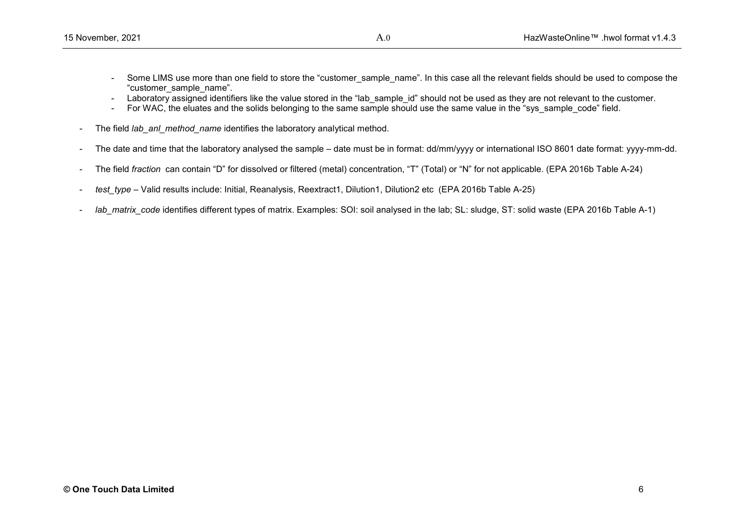- Some LIMS use more than one field to store the “customer_sample_name”. In this case all the relevant fields should be used to compose the “customer_sample_name”.
  - Laboratory assigned identifiers like the value stored in the “lab_sample_id” should not be used as they are not relevant to the customer.
  - For WAC, the eluates and the solids belonging to the same sample should use the same value in the “sys_sample_code” field.

- The field *lab_anl_method_name* identifies the laboratory analytical method.

- The date and time that the laboratory analysed the sample – date must be in format: dd/mm/yyyy or international ISO 8601 date format: yyyy-mm-dd.

- The field *fraction* can contain “D” for dissolved or filtered (metal) concentration, “T” (Total) or “N” for not applicable. (EPA 2016b Table A-24)

- *test_type* – Valid results include: Initial, Reanalysis, Reextract1, Dilution1, Dilution2 etc (EPA 2016b Table A-25)

- *lab_matrix_code* identifies different types of matrix. Examples: SOI: soil analysed in the lab; SL: sludge, ST: solid waste (EPA 2016b Table A-1)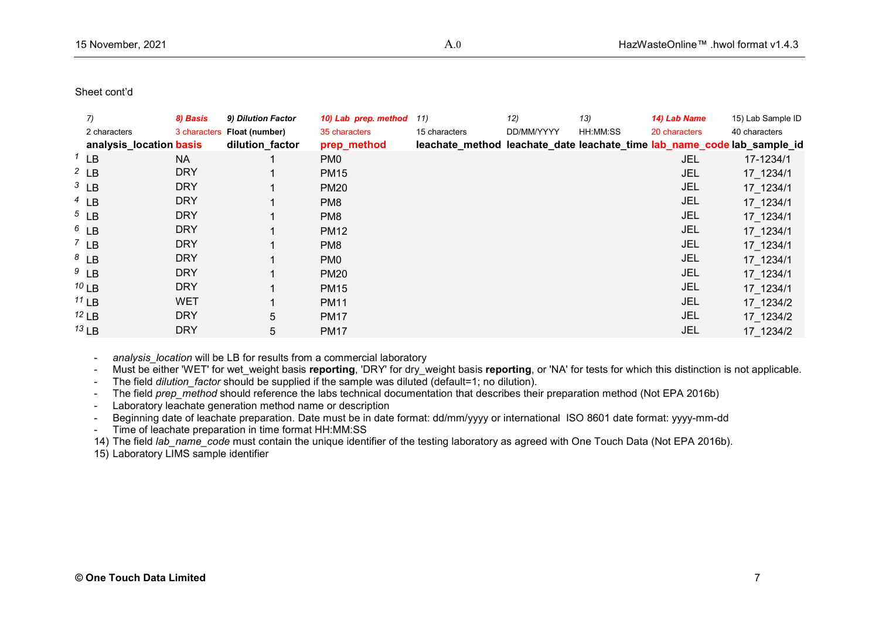Sheet cont'd

| | 7) | 8) Basis | 9) Dilution Factor | 10) Lab prep. method | 11) | 12) | 13) | 14) Lab Name | 15) Lab Sample ID |
|---|---|---|---|---|---|---|---|---|---|
| | 2 characters | 3 characters | Float (number) | 35 characters | 15 characters | DD/MM/YYYY | HH:MM:SS | 20 characters | 40 characters |
| | **analysis_location** | **basis** | **dilution_factor** | **prep_method** | **leachate_method** | **leachate_date** | **leachate_time** | **lab_name_code** | **lab_sample_id** |
| 1 | LB | NA | 1 | PM0 | | | | JEL | 17-1234/1 |
| 2 | LB | DRY | 1 | PM15 | | | | JEL | 17_1234/1 |
| 3 | LB | DRY | 1 | PM20 | | | | JEL | 17_1234/1 |
| 4 | LB | DRY | 1 | PM8 | | | | JEL | 17_1234/1 |
| 5 | LB | DRY | 1 | PM8 | | | | JEL | 17_1234/1 |
| 6 | LB | DRY | 1 | PM12 | | | | JEL | 17_1234/1 |
| 7 | LB | DRY | 1 | PM8 | | | | JEL | 17_1234/1 |
| 8 | LB | DRY | 1 | PM0 | | | | JEL | 17_1234/1 |
| 9 | LB | DRY | 1 | PM20 | | | | JEL | 17_1234/1 |
| 10 | LB | DRY | 1 | PM15 | | | | JEL | 17_1234/1 |
| 11 | LB | WET | 1 | PM11 | | | | JEL | 17_1234/2 |
| 12 | LB | DRY | 5 | PM17 | | | | JEL | 17_1234/2 |
| 13 | LB | DRY | 5 | PM17 | | | | JEL | 17_1234/2 |

- *analysis_location* will be LB for results from a commercial laboratory
- Must be either 'WET' for wet_weight basis **reporting**, 'DRY' for dry_weight basis **reporting**, or 'NA' for tests for which this distinction is not applicable.
- The field *dilution_factor* should be supplied if the sample was diluted (default=1; no dilution).
- The field *prep_method* should reference the labs technical documentation that describes their preparation method (Not EPA 2016b)
- Laboratory leachate generation method name or description
- Beginning date of leachate preparation. Date must be in date format: dd/mm/yyyy or international ISO 8601 date format: yyyy-mm-dd
- Time of leachate preparation in time format HH:MM:SS

14) The field *lab_name_code* must contain the unique identifier of the testing laboratory as agreed with One Touch Data (Not EPA 2016b).

15) Laboratory LIMS sample identifier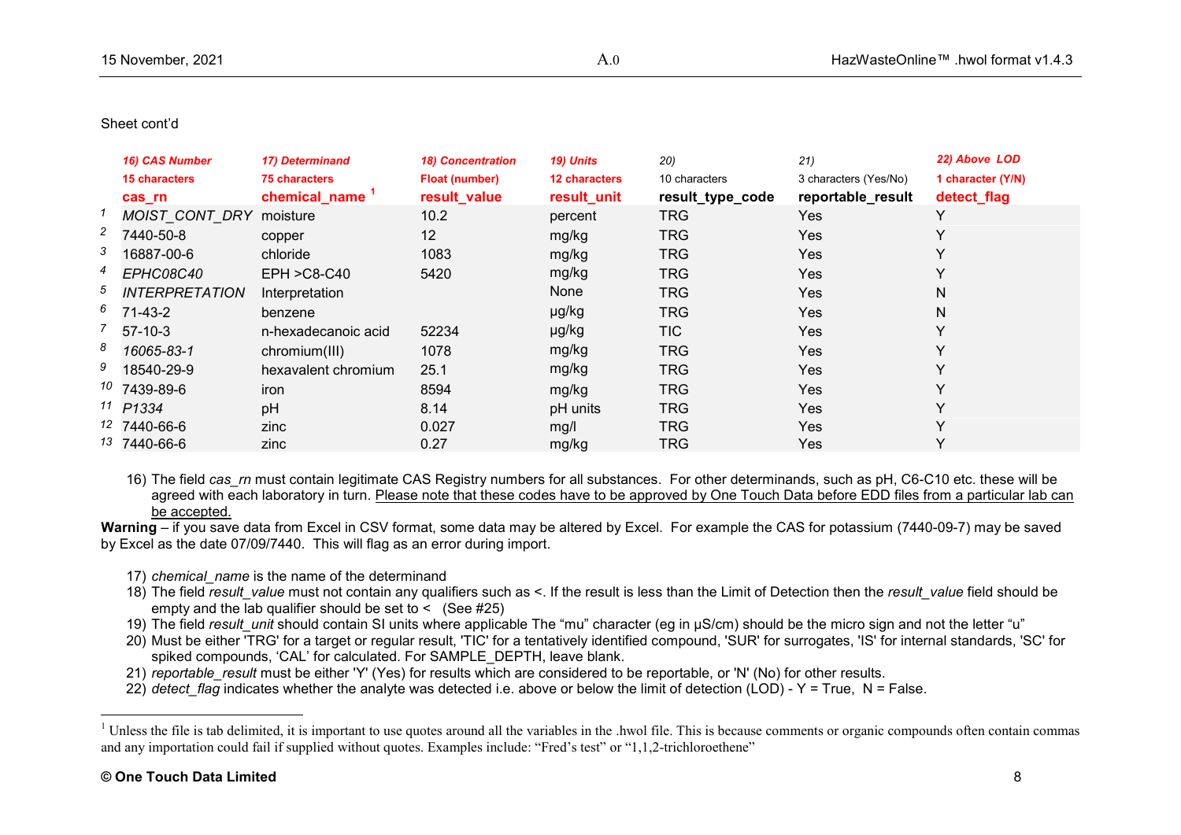Sheet cont'd

| | 16) CAS Number<br>15 characters<br>cas_rn | 17) Determinand<br>75 characters<br>chemical_name [1] | 18) Concentration<br>Float (number)<br>result_value | 19) Units<br>12 characters<br>result_unit | 20)<br>10 characters<br>result_type_code | 21)<br>3 characters (Yes/No)<br>reportable_result | 22) Above LOD<br>1 character (Y/N)<br>detect_flag |
|---|---|---|---|---|---|---|---|
| 1 | *MOIST_CONT_DRY* | moisture | 10.2 | percent | TRG | Yes | Y |
| 2 | 7440-50-8 | copper | 12 | mg/kg | TRG | Yes | Y |
| 3 | 16887-00-6 | chloride | 1083 | mg/kg | TRG | Yes | Y |
| 4 | *EPHC08C40* | EPH >C8-C40 | 5420 | mg/kg | TRG | Yes | Y |
| 5 | *INTERPRETATION* | Interpretation | | None | TRG | Yes | N |
| 6 | 71-43-2 | benzene | | µg/kg | TRG | Yes | N |
| 7 | 57-10-3 | n-hexadecanoic acid | 52234 | µg/kg | TIC | Yes | Y |
| 8 | *16065-83-1* | chromium(III) | 1078 | mg/kg | TRG | Yes | Y |
| 9 | 18540-29-9 | hexavalent chromium | 25.1 | mg/kg | TRG | Yes | Y |
| 10 | 7439-89-6 | iron | 8594 | mg/kg | TRG | Yes | Y |
| 11 | *P1334* | pH | 8.14 | pH units | TRG | Yes | Y |
| 12 | 7440-66-6 | zinc | 0.027 | mg/l | TRG | Yes | Y |
| 13 | 7440-66-6 | zinc | 0.27 | mg/kg | TRG | Yes | Y |

16) The field *cas_rn* must contain legitimate CAS Registry numbers for all substances. For other determinands, such as pH, C6-C10 etc. these will be agreed with each laboratory in turn. Please note that these codes have to be approved by One Touch Data before EDD files from a particular lab can be accepted.

**Warning** – if you save data from Excel in CSV format, some data may be altered by Excel. For example the CAS for potassium (7440-09-7) may be saved by Excel as the date 07/09/7440. This will flag as an error during import.

17) *chemical_name* is the name of the determinand
18) The field *result_value* must not contain any qualifiers such as <. If the result is less than the Limit of Detection then the *result_value* field should be empty and the lab qualifier should be set to < (See #25)
19) The field *result_unit* should contain SI units where applicable The "mu" character (eg in µS/cm) should be the micro sign and not the letter "u"
20) Must be either 'TRG' for a target or regular result, 'TIC' for a tentatively identified compound, 'SUR' for surrogates, 'IS' for internal standards, 'SC' for spiked compounds, 'CAL' for calculated. For SAMPLE_DEPTH, leave blank.
21) *reportable_result* must be either 'Y' (Yes) for results which are considered to be reportable, or 'N' (No) for other results.
22) *detect_flag* indicates whether the analyte was detected i.e. above or below the limit of detection (LOD) - Y = True, N = False.

[1] Unless the file is tab delimited, it is important to use quotes around all the variables in the .hwol file. This is because comments or organic compounds often contain commas and any importation could fail if supplied without quotes. Examples include: "Fred's test" or "1,1,2-trichloroethene"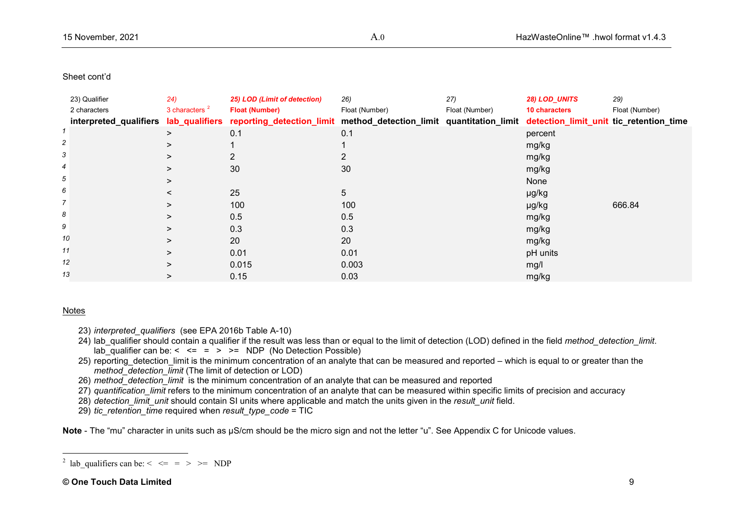Sheet cont'd

| | 23) Qualifier | 24) | 25) LOD (Limit of detection) | 26) | 27) | 28) LOD_UNITS | 29) |
|---|---|---|---|---|---|---|---|
| | 2 characters | 3 characters [2] | Float (Number) | Float (Number) | Float (Number) | 10 characters | Float (Number) |
| | **interpreted_qualifiers** | **lab_qualifiers** | **reporting_detection_limit** | **method_detection_limit** | **quantitation_limit** | **detection_limit_unit** | **tic_retention_time** |
| *1* | | > | 0.1 | 0.1 | | percent | |
| *2* | | > | 1 | 1 | | mg/kg | |
| *3* | | > | 2 | 2 | | mg/kg | |
| *4* | | > | 30 | 30 | | mg/kg | |
| *5* | | > | | | | None | |
| *6* | | < | 25 | 5 | | µg/kg | |
| *7* | | > | 100 | 100 | | µg/kg | 666.84 |
| *8* | | > | 0.5 | 0.5 | | mg/kg | |
| *9* | | > | 0.3 | 0.3 | | mg/kg | |
| *10* | | > | 20 | 20 | | mg/kg | |
| *11* | | > | 0.01 | 0.01 | | pH units | |
| *12* | | > | 0.015 | 0.003 | | mg/l | |
| *13* | | > | 0.15 | 0.03 | | mg/kg | |

Notes

23) *interpreted_qualifiers* (see EPA 2016b Table A-10)
24) lab_qualifier should contain a qualifier if the result was less than or equal to the limit of detection (LOD) defined in the field *method_detection_limit*. lab_qualifier can be: < <= = > >= NDP (No Detection Possible)
25) reporting_detection_limit is the minimum concentration of an analyte that can be measured and reported – which is equal to or greater than the *method_detection_limit* (The limit of detection or LOD)
26) *method_detection_limit* is the minimum concentration of an analyte that can be measured and reported
27) *quantification_limit* refers to the minimum concentration of an analyte that can be measured within specific limits of precision and accuracy
28) *detection_limit_unit* should contain SI units where applicable and match the units given in the *result_unit* field.
29) *tic_retention_time* required when *result_type_code* = TIC

**Note** - The "mu" character in units such as µS/cm should be the micro sign and not the letter "u". See Appendix C for Unicode values.

[2] lab_qualifiers can be: < <= = > >= NDP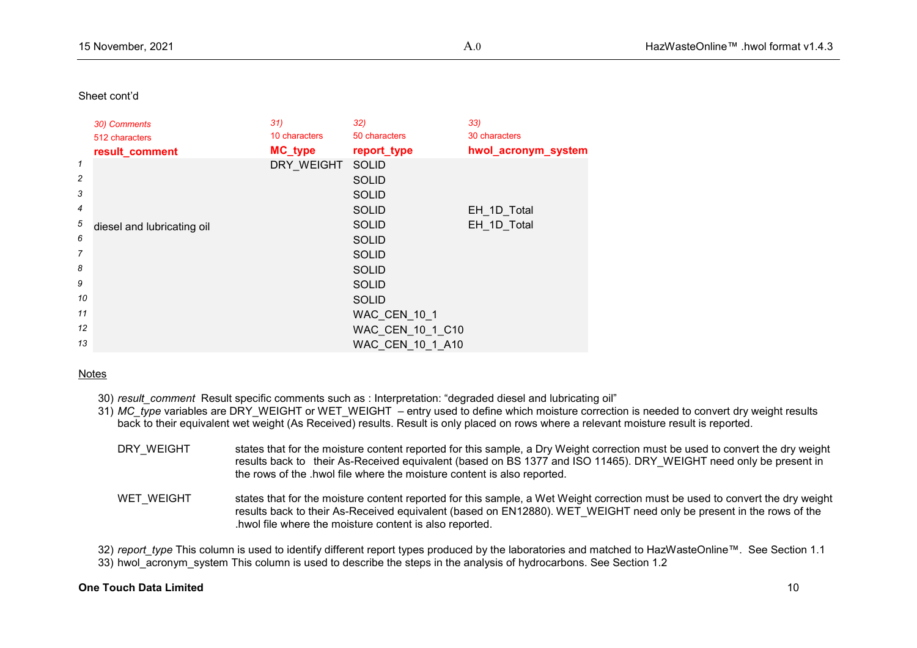Sheet cont'd

| | 30) Comments<br>512 characters<br>**result_comment** | 31)<br>10 characters<br>**MC_type** | 32)<br>50 characters<br>**report_type** | 33)<br>30 characters<br>**hwol_acronym_system** |
|---|---|---|---|---|
| 1 | | DRY_WEIGHT | SOLID | |
| 2 | | | SOLID | |
| 3 | | | SOLID | |
| 4 | | | SOLID | EH_1D_Total |
| 5 | diesel and lubricating oil | | SOLID | EH_1D_Total |
| 6 | | | SOLID | |
| 7 | | | SOLID | |
| 8 | | | SOLID | |
| 9 | | | SOLID | |
| 10 | | | SOLID | |
| 11 | | | WAC_CEN_10_1 | |
| 12 | | | WAC_CEN_10_1_C10 | |
| 13 | | | WAC_CEN_10_1_A10 | |

Notes

30) *result_comment* Result specific comments such as : Interpretation: "degraded diesel and lubricating oil"
31) *MC_type* variables are DRY_WEIGHT or WET_WEIGHT – entry used to define which moisture correction is needed to convert dry weight results back to their equivalent wet weight (As Received) results. Result is only placed on rows where a relevant moisture result is reported.

| | |
|---|---|
| DRY_WEIGHT | states that for the moisture content reported for this sample, a Dry Weight correction must be used to convert the dry weight results back to their As-Received equivalent (based on BS 1377 and ISO 11465). DRY_WEIGHT need only be present in the rows of the .hwol file where the moisture content is also reported. |
| WET_WEIGHT | states that for the moisture content reported for this sample, a Wet Weight correction must be used to convert the dry weight results back to their As-Received equivalent (based on EN12880). WET_WEIGHT need only be present in the rows of the .hwol file where the moisture content is also reported. |

32) *report_type* This column is used to identify different report types produced by the laboratories and matched to HazWasteOnline™. See Section 1.1
33) hwol_acronym_system This column is used to describe the steps in the analysis of hydrocarbons. See Section 1.2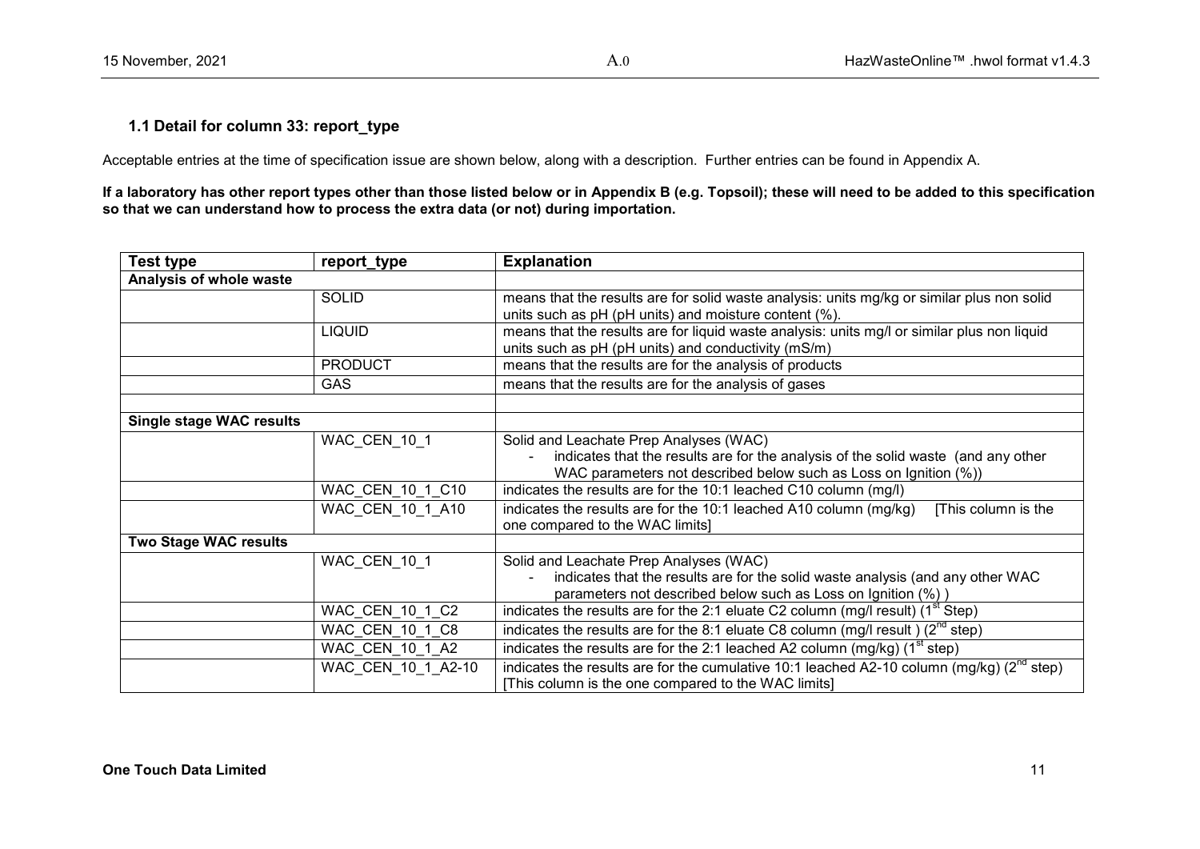### 1.1 Detail for column 33: report_type

Acceptable entries at the time of specification issue are shown below, along with a description. Further entries can be found in Appendix A.

**If a laboratory has other report types other than those listed below or in Appendix B (e.g. Topsoil); these will need to be added to this specification so that we can understand how to process the extra data (or not) during importation.**

| Test type | report_type | Explanation |
|---|---|---|
| **Analysis of whole waste** | | |
| | SOLID | means that the results are for solid waste analysis: units mg/kg or similar plus non solid units such as pH (pH units) and moisture content (%). |
| | LIQUID | means that the results are for liquid waste analysis: units mg/l or similar plus non liquid units such as pH (pH units) and conductivity (mS/m) |
| | PRODUCT | means that the results are for the analysis of products |
| | GAS | means that the results are for the analysis of gases |
| | | |
| **Single stage WAC results** | | |
| | WAC_CEN_10_1 | Solid and Leachate Prep Analyses (WAC) - indicates that the results are for the analysis of the solid waste (and any other WAC parameters not described below such as Loss on Ignition (%)) |
| | WAC_CEN_10_1_C10 | indicates the results are for the 10:1 leached C10 column (mg/l) |
| | WAC_CEN_10_1_A10 | indicates the results are for the 10:1 leached A10 column (mg/kg) [This column is the one compared to the WAC limits] |
| **Two Stage WAC results** | | |
| | WAC_CEN_10_1 | Solid and Leachate Prep Analyses (WAC) - indicates that the results are for the solid waste analysis (and any other WAC parameters not described below such as Loss on Ignition (%) ) |
| | WAC_CEN_10_1_C2 | indicates the results are for the 2:1 eluate C2 column (mg/l result) (1st Step) |
| | WAC_CEN_10_1_C8 | indicates the results are for the 8:1 eluate C8 column (mg/l result ) (2nd step) |
| | WAC_CEN_10_1_A2 | indicates the results are for the 2:1 leached A2 column (mg/kg) (1st step) |
| | WAC_CEN_10_1_A2-10 | indicates the results are for the cumulative 10:1 leached A2-10 column (mg/kg) (2nd step) [This column is the one compared to the WAC limits] |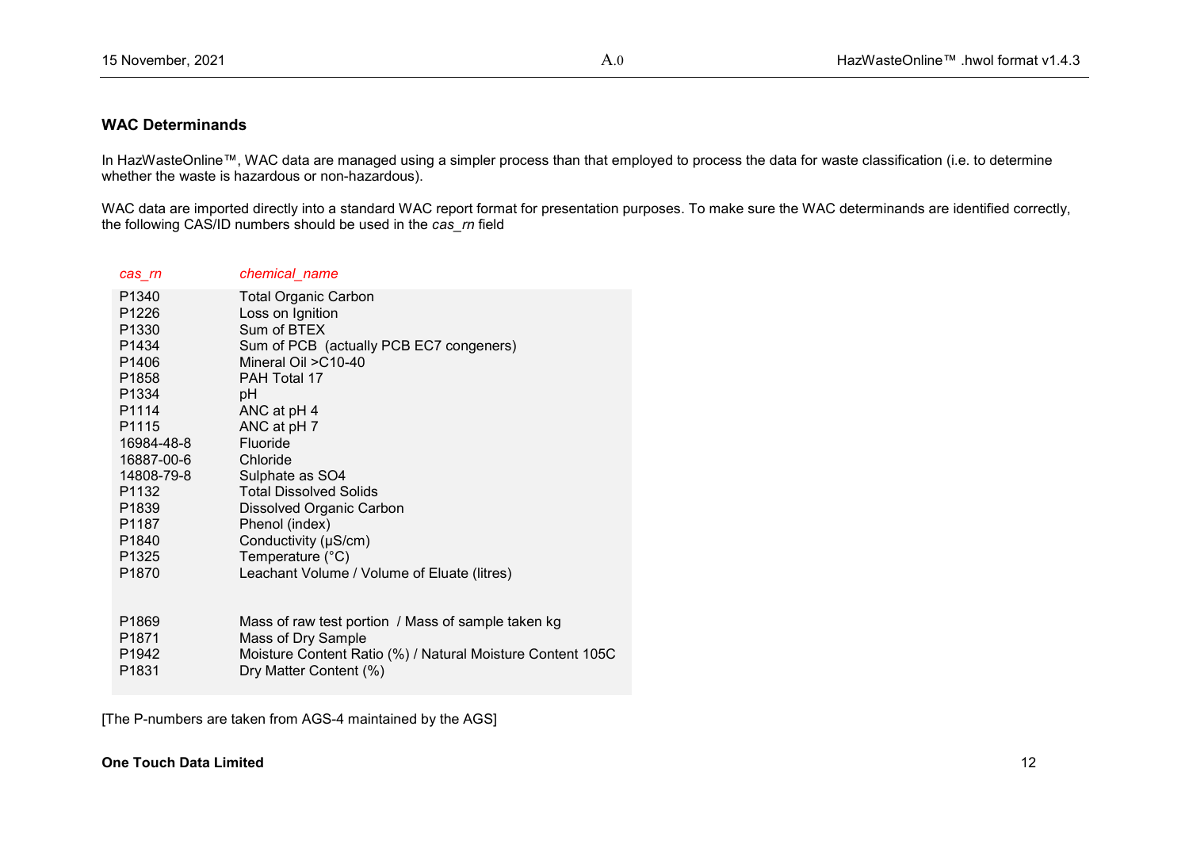## WAC Determinands

In HazWasteOnline™, WAC data are managed using a simpler process than that employed to process the data for waste classification (i.e. to determine whether the waste is hazardous or non-hazardous).

WAC data are imported directly into a standard WAC report format for presentation purposes. To make sure the WAC determinands are identified correctly, the following CAS/ID numbers should be used in the *cas_rn* field

| *cas_rn* | *chemical_name* |
|---|---|
| P1340 | Total Organic Carbon |
| P1226 | Loss on Ignition |
| P1330 | Sum of BTEX |
| P1434 | Sum of PCB (actually PCB EC7 congeners) |
| P1406 | Mineral Oil >C10-40 |
| P1858 | PAH Total 17 |
| P1334 | pH |
| P1114 | ANC at pH 4 |
| P1115 | ANC at pH 7 |
| 16984-48-8 | Fluoride |
| 16887-00-6 | Chloride |
| 14808-79-8 | Sulphate as SO4 |
| P1132 | Total Dissolved Solids |
| P1839 | Dissolved Organic Carbon |
| P1187 | Phenol (index) |
| P1840 | Conductivity (µS/cm) |
| P1325 | Temperature (°C) |
| P1870 | Leachant Volume / Volume of Eluate (litres) |
| | |
| P1869 | Mass of raw test portion / Mass of sample taken kg |
| P1871 | Mass of Dry Sample |
| P1942 | Moisture Content Ratio (%) / Natural Moisture Content 105C |
| P1831 | Dry Matter Content (%) |

[The P-numbers are taken from AGS-4 maintained by the AGS]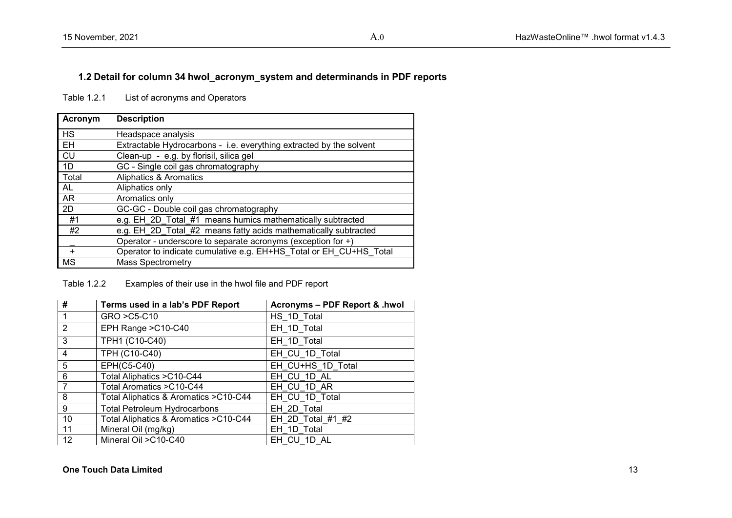### 1.2 Detail for column 34 hwol_acronym_system and determinands in PDF reports

Table 1.2.1 List of acronyms and Operators

| Acronym | Description |
|---|---|
| HS | Headspace analysis |
| EH | Extractable Hydrocarbons - i.e. everything extracted by the solvent |
| CU | Clean-up - e.g. by florisil, silica gel |
| 1D | GC - Single coil gas chromatography |
| Total | Aliphatics & Aromatics |
| AL | Aliphatics only |
| AR | Aromatics only |
| 2D | GC-GC - Double coil gas chromatography |
| #1 | e.g. EH_2D_Total_#1 means humics mathematically subtracted |
| #2 | e.g. EH_2D_Total_#2 means fatty acids mathematically subtracted |
| _ | Operator - underscore to separate acronyms (exception for +) |
| + | Operator to indicate cumulative e.g. EH+HS_Total or EH_CU+HS_Total |
| MS | Mass Spectrometry |

Table 1.2.2 Examples of their use in the hwol file and PDF report

| # | Terms used in a lab's PDF Report | Acronyms – PDF Report & .hwol |
|---|---|---|
| 1 | GRO >C5-C10 | HS_1D_Total |
| 2 | EPH Range >C10-C40 | EH_1D_Total |
| 3 | TPH1 (C10-C40) | EH_1D_Total |
| 4 | TPH (C10-C40) | EH_CU_1D_Total |
| 5 | EPH(C5-C40) | EH_CU+HS_1D_Total |
| 6 | Total Aliphatics >C10-C44 | EH_CU_1D_AL |
| 7 | Total Aromatics >C10-C44 | EH_CU_1D_AR |
| 8 | Total Aliphatics & Aromatics >C10-C44 | EH_CU_1D_Total |
| 9 | Total Petroleum Hydrocarbons | EH_2D_Total |
| 10 | Total Aliphatics & Aromatics >C10-C44 | EH_2D_Total_#1_#2 |
| 11 | Mineral Oil (mg/kg) | EH_1D_Total |
| 12 | Mineral Oil >C10-C40 | EH_CU_1D_AL |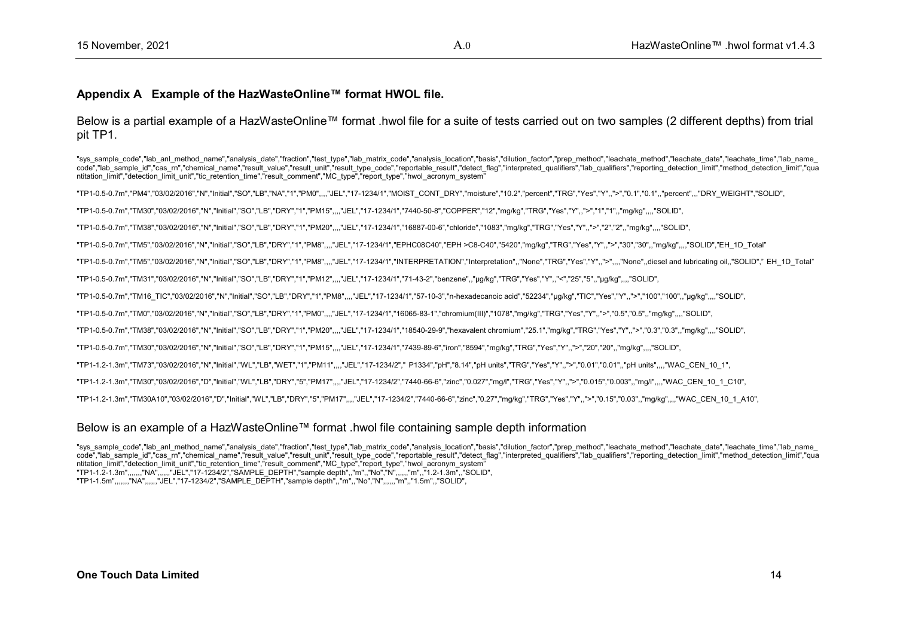## Appendix A Example of the HazWasteOnline™ format HWOL file.

Below is a partial example of a HazWasteOnline™ format .hwol file for a suite of tests carried out on two samples (2 different depths) from trial pit TP1.

```
"sys_sample_code","lab_anl_method_name","analysis_date","fraction","test_type","lab_matrix_code","analysis_location","basis","dilution_factor","prep_method","leachate_method","leachate_date","leachate_time","lab_name_code","lab_sample_id","cas_rn","chemical_name","result_value","result_unit","result_type_code","reportable_result","detect_flag","interpreted_qualifiers","lab_qualifiers","reporting_detection_limit","method_detection_limit","quantitation_limit","detection_limit_unit","tic_retention_time","result_comment","MC_type","report_type","hwol_acronym_system"

"TP1-0.5-0.7m","PM4","03/02/2016","N","Initial","SO","LB","NA","1","PM0",,,,"JEL","17-1234/1","MOIST_CONT_DRY","moisture","10.2","percent","TRG","Yes","Y",,">","0.1","0.1",,"percent",,,"DRY_WEIGHT","SOLID",

"TP1-0.5-0.7m","TM30","03/02/2016","N","Initial","SO","LB","DRY","1","PM15",,,,"JEL","17-1234/1","7440-50-8","COPPER","12","mg/kg","TRG","Yes","Y",,">","1","1",,"mg/kg",,,,"SOLID",

"TP1-0.5-0.7m","TM38","03/02/2016","N","Initial","SO","LB","DRY","1","PM20",,,,"JEL","17-1234/1","16887-00-6","chloride","1083","mg/kg","TRG","Yes","Y",,">","2","2",,"mg/kg",,,,"SOLID",

"TP1-0.5-0.7m","TM5","03/02/2016","N","Initial","SO","LB","DRY","1","PM8",,,,"JEL","17-1234/1","EPHC08C40","EPH >C8-C40","5420","mg/kg","TRG","Yes","Y",,">","30","30",,"mg/kg",,,,"SOLID","EH_1D_Total"

"TP1-0.5-0.7m","TM5","03/02/2016","N","Initial","SO","LB","DRY","1","PM8",,,,"JEL","17-1234/1","INTERPRETATION","Interpretation",,"None","TRG","Yes","Y",,">",,,,"None",,diesel and lubricating oil,,"SOLID"," EH_1D_Total"

"TP1-0.5-0.7m","TM31","03/02/2016","N","Initial","SO","LB","DRY","1","PM12",,,,"JEL","17-1234/1","71-43-2","benzene",,"µg/kg","TRG","Yes","Y",,"<","25","5",,"µg/kg",,,,"SOLID",

"TP1-0.5-0.7m","TM16_TIC","03/02/2016","N","Initial","SO","LB","DRY","1","PM8",,,,"JEL","17-1234/1","57-10-3","n-hexadecanoic acid","52234","µg/kg","TIC","Yes","Y",,">","100","100",,"µg/kg",,,,"SOLID",

"TP1-0.5-0.7m","TM0","03/02/2016","N","Initial","SO","LB","DRY","1","PM0",,,,"JEL","17-1234/1","16065-83-1","chromium(III)","1078","mg/kg","TRG","Yes","Y",,">","0.5","0.5",,"mg/kg",,,,"SOLID",

"TP1-0.5-0.7m","TM38","03/02/2016","N","Initial","SO","LB","DRY","1","PM20",,,,"JEL","17-1234/1","18540-29-9","hexavalent chromium","25.1","mg/kg","TRG","Yes","Y",,">","0.3","0.3",,"mg/kg",,,,"SOLID",

"TP1-0.5-0.7m","TM30","03/02/2016","N","Initial","SO","LB","DRY","1","PM15",,,,"JEL","17-1234/1","7439-89-6","iron","8594","mg/kg","TRG","Yes","Y",,">","20","20",,"mg/kg",,,,"SOLID",

"TP1-1.2-1.3m","TM73","03/02/2016","N","Initial","WL","LB","WET","1","PM11",,,,"JEL","17-1234/2"," P1334","pH","8.14","pH units","TRG","Yes","Y",,">","0.01","0.01",,"pH units",,,,"WAC_CEN_10_1",

"TP1-1.2-1.3m","TM30","03/02/2016","D","Initial","WL","LB","DRY","5","PM17",,,,"JEL","17-1234/2","7440-66-6","zinc","0.027","mg/l","TRG","Yes","Y",,">","0.015","0.003",,"mg/l",,,,"WAC_CEN_10_1_C10",

"TP1-1.2-1.3m","TM30A10","03/02/2016","D","Initial","WL","LB","DRY","5","PM17",,,,"JEL","17-1234/2","7440-66-6","zinc","0.27","mg/kg","TRG","Yes","Y",,">","0.15","0.03",,"mg/kg",,,,"WAC_CEN_10_1_A10",
```

Below is an example of a HazWasteOnline™ format .hwol file containing sample depth information

```
"sys_sample_code","lab_anl_method_name","analysis_date","fraction","test_type","lab_matrix_code","analysis_location","basis","dilution_factor","prep_method","leachate_method","leachate_date","leachate_time","lab_name_code","lab_sample_id","cas_rn","chemical_name","result_value","result_unit","result_type_code","reportable_result","detect_flag","interpreted_qualifiers","lab_qualifiers","reporting_detection_limit","method_detection_limit","quantitation_limit","detection_limit_unit","tic_retention_time","result_comment","MC_type","report_type","hwol_acronym_system"
"TP1-1.2-1.3m",,,,,,,"NA",,,,,,"JEL","17-1234/2","SAMPLE_DEPTH","sample depth",,"m",,"No","N",,,,,,"m",,"1.2-1.3m",,"SOLID",
"TP1-1.5m",,,,,,,"NA",,,,,,"JEL","17-1234/2","SAMPLE_DEPTH","sample depth",,"m",,"No","N",,,,,,"m",,"1.5m",,"SOLID",
```

**One Touch Data Limited**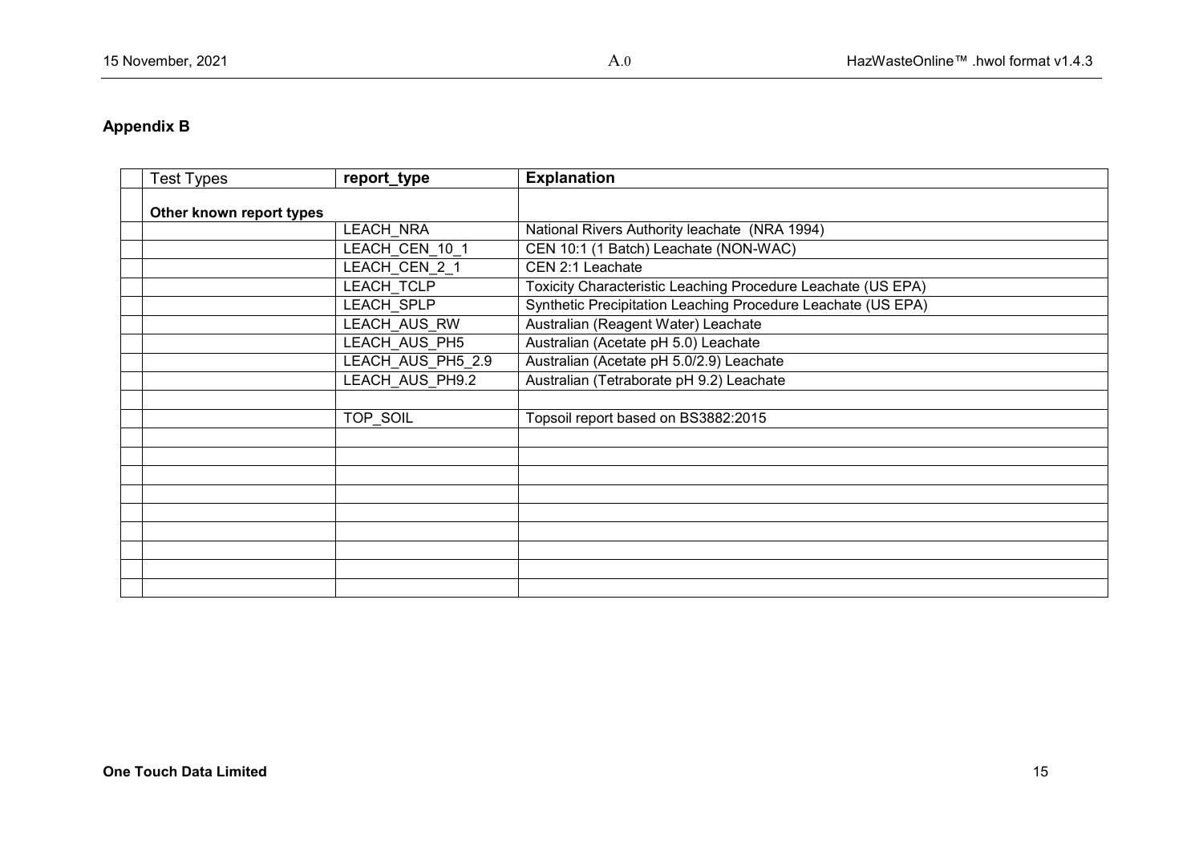## Appendix B

| Test Types | report_type | Explanation |
|---|---|---|
| **Other known report types** | | |
| | LEACH_NRA | National Rivers Authority leachate (NRA 1994) |
| | LEACH_CEN_10_1 | CEN 10:1 (1 Batch) Leachate (NON-WAC) |
| | LEACH_CEN_2_1 | CEN 2:1 Leachate |
| | LEACH_TCLP | Toxicity Characteristic Leaching Procedure Leachate (US EPA) |
| | LEACH_SPLP | Synthetic Precipitation Leaching Procedure Leachate (US EPA) |
| | LEACH_AUS_RW | Australian (Reagent Water) Leachate |
| | LEACH_AUS_PH5 | Australian (Acetate pH 5.0) Leachate |
| | LEACH_AUS_PH5_2.9 | Australian (Acetate pH 5.0/2.9) Leachate |
| | LEACH_AUS_PH9.2 | Australian (Tetraborate pH 9.2) Leachate |
| | | |
| | TOP_SOIL | Topsoil report based on BS3882:2015 |
| | | |
| | | |
| | | |
| | | |
| | | |
| | | |
| | | |
| | | |
| | | |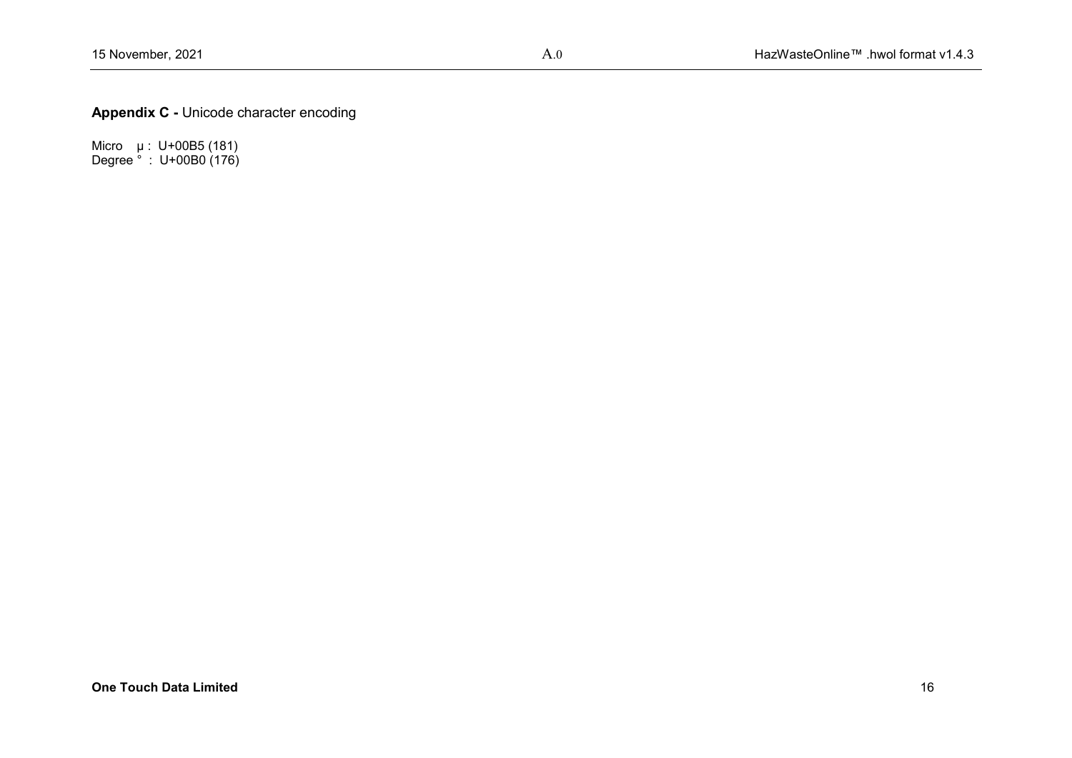**Appendix C -** Unicode character encoding

Micro µ : U+00B5 (181)
Degree ° : U+00B0 (176)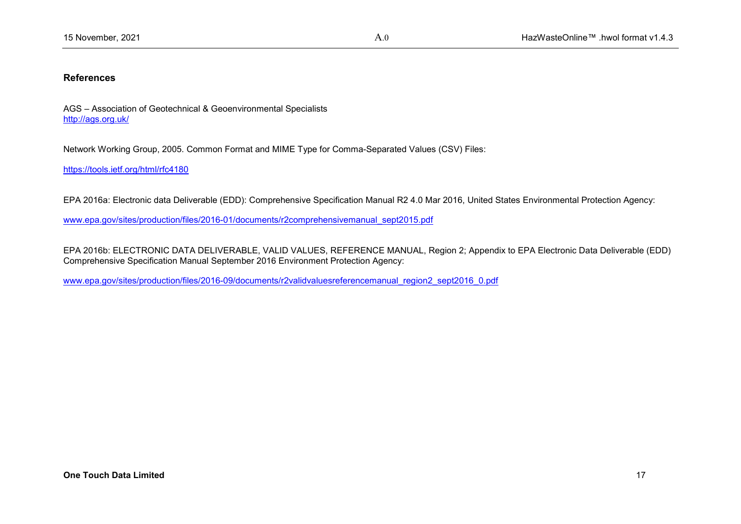## References

AGS – Association of Geotechnical & Geoenvironmental Specialists
http://ags.org.uk/

Network Working Group, 2005. Common Format and MIME Type for Comma-Separated Values (CSV) Files:

https://tools.ietf.org/html/rfc4180

EPA 2016a: Electronic data Deliverable (EDD): Comprehensive Specification Manual R2 4.0 Mar 2016, United States Environmental Protection Agency:

www.epa.gov/sites/production/files/2016-01/documents/r2comprehensivemanual_sept2015.pdf

EPA 2016b: ELECTRONIC DATA DELIVERABLE, VALID VALUES, REFERENCE MANUAL, Region 2; Appendix to EPA Electronic Data Deliverable (EDD) Comprehensive Specification Manual September 2016 Environment Protection Agency:

www.epa.gov/sites/production/files/2016-09/documents/r2validvaluesreferencemanual_region2_sept2016_0.pdf